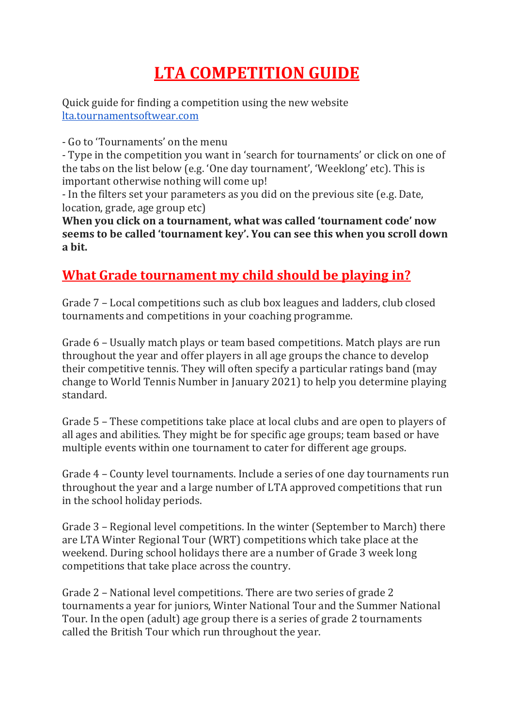# LTA COMPETITION GUIDE

Quick guide for finding a competition using the new website [lta.tournamentsoftwear.com](lta.tournamentsoftwear.com)

- Go to 'Tournaments' on the menu
- Type in the competition you want in 'search for tournaments' or click on one of the tabs on the list below (e.g. 'One day tournament', 'Weeklong' etc). This is important otherwise nothing will come up!
- In the filters set your parameters as you did on the previous site (e.g. Date, location, grade, age group etc)

**When you click on a tournament, what was called 'tournament code' now seems to be called 'tournament key'. You can see this when you scroll down a bit.**

## What Grade tournament my child should be playing in?

Grade 7 – Local competitions such as club box leagues and ladders, club closed tournaments and competitions in your coaching programme.

Grade 6 – Usually match plays or team based competitions. Match plays are run throughout the year and offer players in all age groups the chance to develop their competitive tennis. They will often specify a particular ratings band (may change to World Tennis Number in January 2021) to help you determine playing standard.

Grade 5 – These competitions take place at local clubs and are open to players of all ages and abilities. They might be for specific age groups; team based or have multiple events within one tournament to cater for different age groups.

Grade 4 – County level tournaments. Include a series of one day tournaments run throughout the year and a large number of LTA approved competitions that run in the school holiday periods.

Grade 3 – Regional level competitions. In the winter (September to March) there are LTA Winter Regional Tour (WRT) competitions which take place at the weekend. During school holidays there are a number of Grade 3 week long competitions that take place across the country.

Grade 2 – National level competitions. There are two series of grade 2 tournaments a year for juniors, Winter National Tour and the Summer National Tour. In the open (adult) age group there is a series of grade 2 tournaments called the British Tour which run throughout the year.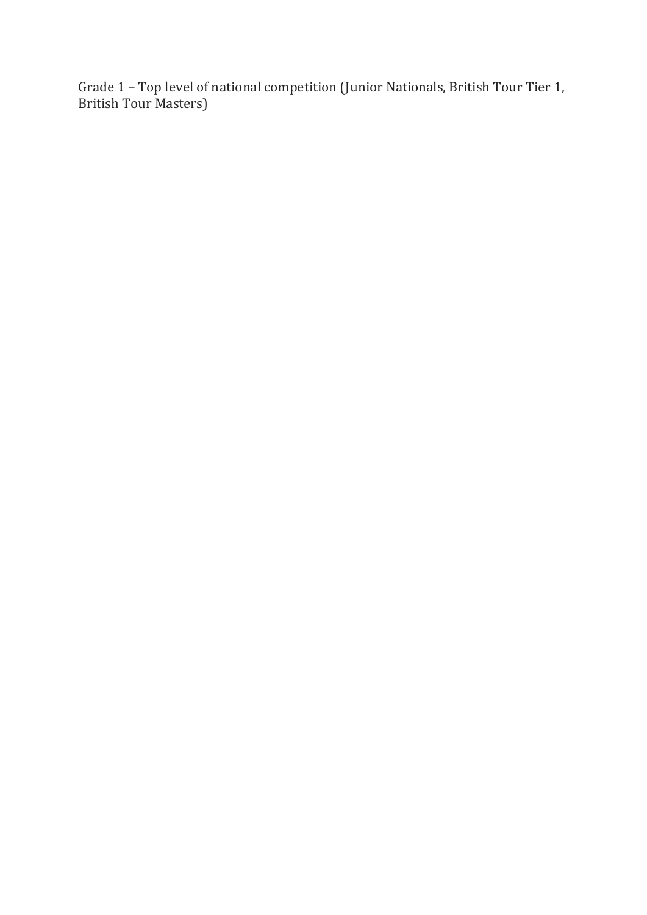Grade 1 – Top level of national competition (Junior Nationals, British Tour Tier 1, British Tour Masters)